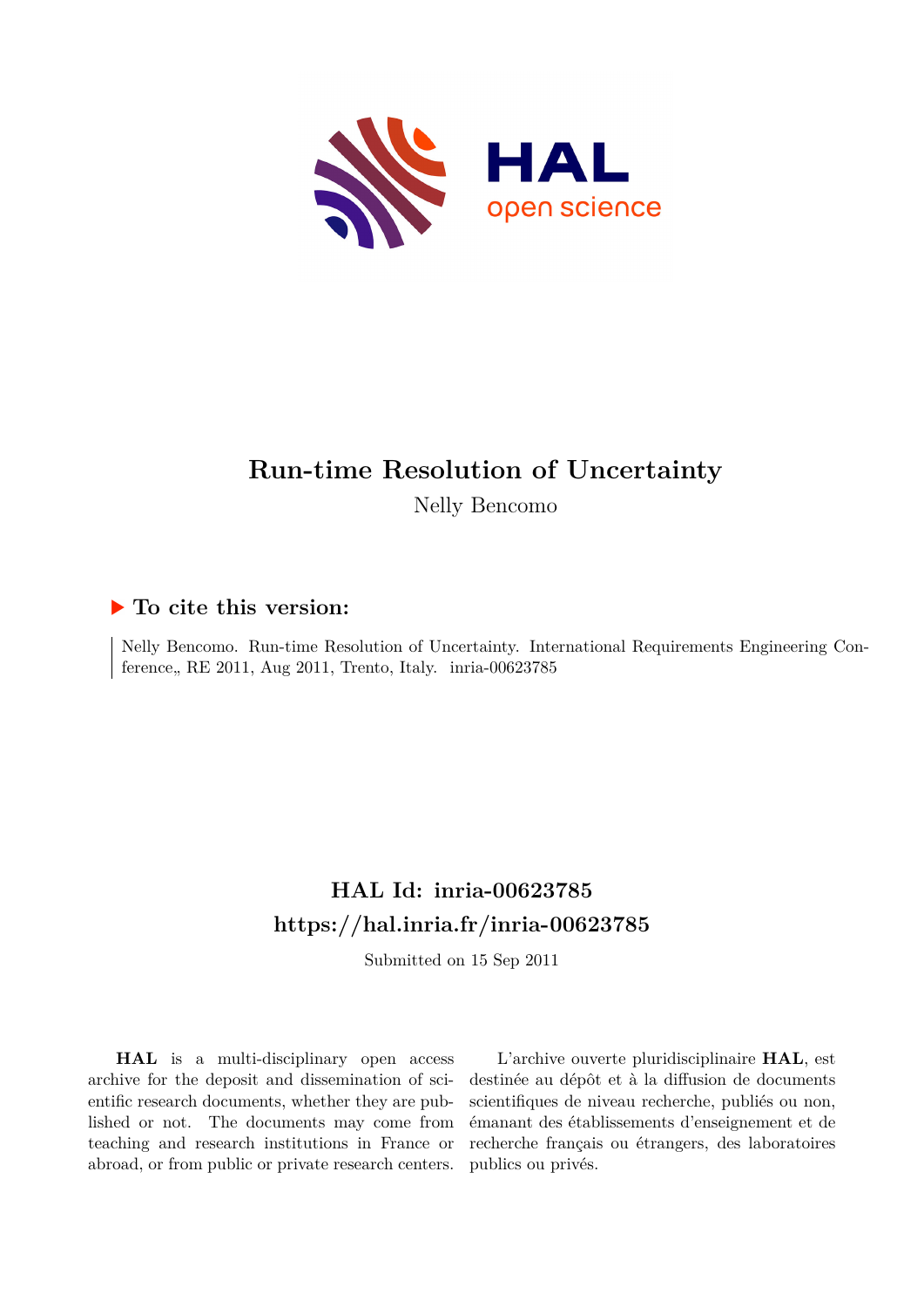# Run-time Resolution of Uncertainty

Nelly Bencomo

## ▶ To cite this version:

Nelly Bencomo. Run-time Resolution of Uncertainty. International Requirements Engineering Conference,, RE 2011, Aug 2011, Trento, Italy. inria-00623785

## HAL Id: inria-00623785

## https://hal.inria.fr/inria-00623785

Submitted on 15 Sep 2011

**HAL** is a multi-disciplinary open access archive for the deposit and dissemination of scientific research documents, whether they are published or not. The documents may come from teaching and research institutions in France or abroad, or from public or private research centers.

L'archive ouverte pluridisciplinaire **HAL**, est destinée au dépôt et à la diffusion de documents scientifiques de niveau recherche, publiés ou non, émanant des établissements d'enseignement et de recherche français ou étrangers, des laboratoires publics ou privés.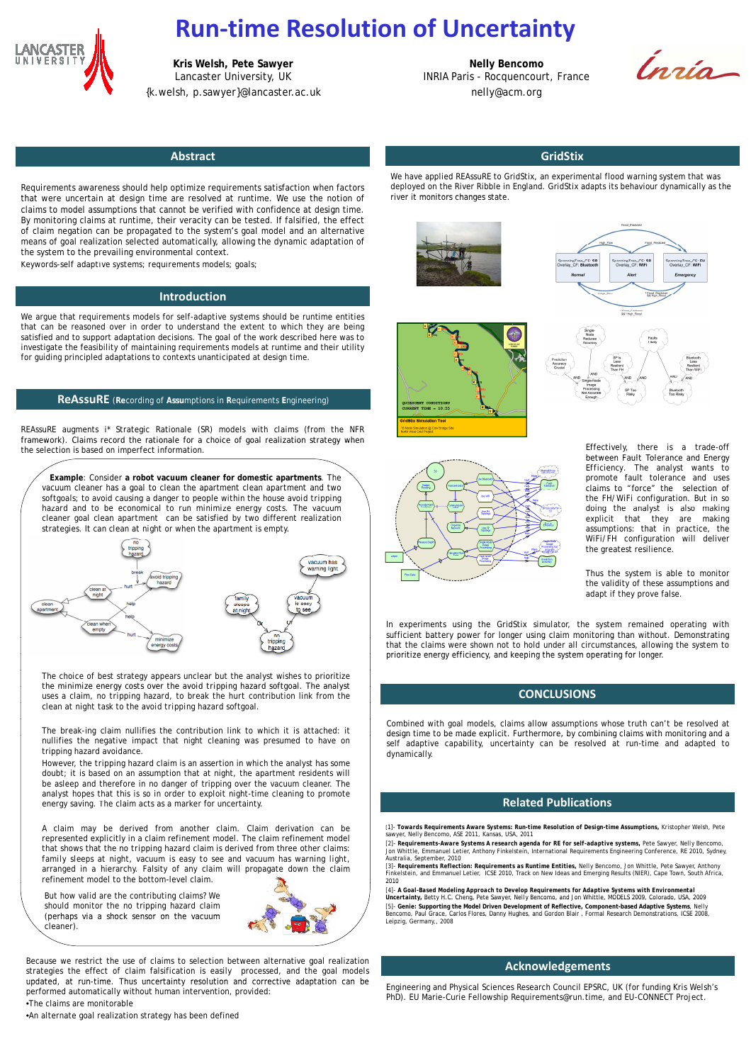# Run-time Resolution of Uncertainty

**Kris Welsh, Pete Sawyer**
Lancaster University, UK
{k.welsh, p.sawyer}@lancaster.ac.uk

**Nelly Bencomo**
INRIA Paris - Rocquencourt, France
nelly@acm.org

## Abstract

Requirements awareness should help optimize requirements satisfaction when factors that were uncertain at design time are resolved at runtime. We use the notion of claims to model assumptions that cannot be verified with confidence at design time. By monitoring claims at runtime, their veracity can be tested. If falsified, the effect of claim negation can be propagated to the system's goal model and an alternative means of goal realization selected automatically, allowing the dynamic adaptation of the system to the prevailing environmental context.

Keywords-self adaptive systems; requirements models; goals;

## Introduction

We argue that requirements models for self-adaptive systems should be runtime entities that can be reasoned over in order to understand the extent to which they are being satisfied and to support adaptation decisions. The goal of the work described here was to investigate the feasibility of maintaining requirements models at runtime and their utility for guiding principled adaptations to contexts unanticipated at design time.

## ReAssuRE (Recording of Assumptions in Requirements Engineering)

REAssuRE augments i* Strategic Rationale (SR) models with claims (from the NFR framework). Claims record the rationale for a choice of goal realization strategy when the selection is based on imperfect information.

**Example**: Consider **a robot vacuum cleaner for domestic apartments**. The vacuum cleaner has a goal to clean the apartment clean apartment and two softgoals; to avoid causing a danger to people within the house avoid tripping hazard and to be economical to run minimize energy costs. The vacuum cleaner goal clean apartment can be satisfied by two different realization strategies. It can clean at night or when the apartment is empty.

The choice of best strategy appears unclear but the analyst wishes to prioritize the minimize energy costs over the avoid tripping hazard softgoal. The analyst uses a claim, no tripping hazard, to break the hurt contribution link from the clean at night task to the avoid tripping hazard softgoal.

The break-ing claim nullifies the contribution link to which it is attached: it nullifies the negative impact that night cleaning was presumed to have on tripping hazard avoidance.

However, the tripping hazard claim is an assertion in which the analyst has some doubt; it is based on an assumption that at night, the apartment residents will be asleep and therefore in no danger of tripping over the vacuum cleaner. The analyst hopes that this is so in order to exploit night-time cleaning to promote energy saving. The claim acts as a marker for uncertainty.

A claim may be derived from another claim. Claim derivation can be represented explicitly in a claim refinement model. The claim refinement model that shows that the no tripping hazard claim is derived from three other claims: family sleeps at night, vacuum is easy to see and vacuum has warning light, arranged in a hierarchy. Falsity of any claim will propagate down the claim refinement model to the bottom-level claim.

But how valid are the contributing claims? We should monitor the no tripping hazard claim (perhaps via a shock sensor on the vacuum cleaner).

Because we restrict the use of claims to selection between alternative goal realization strategies the effect of claim falsification is easily processed, and the goal models updated, at run-time. Thus uncertainty resolution and corrective adaptation can be performed automatically without human intervention, provided:

- The claims are monitorable
- An alternate goal realization strategy has been defined

## GridStix

We have applied REAssuRE to GridStix, an experimental flood warning system that was deployed on the River Ribble in England. GridStix adapts its behaviour dynamically as the river it monitors changes state.

Effectively, there is a trade-off between Fault Tolerance and Energy Efficiency. The analyst wants to promote fault tolerance and uses claims to "force" the selection of the FH/WiFi configuration. But in so doing the analyst is also making explicit that they are making assumptions: that in practice, the WiFi/FH configuration will deliver the greatest resilience.

Thus the system is able to monitor the validity of these assumptions and adapt if they prove false.

In experiments using the GridStix simulator, the system remained operating with sufficient battery power for longer using claim monitoring than without. Demonstrating that the claims were shown not to hold under all circumstances, allowing the system to prioritize energy efficiency, and keeping the system operating for longer.

## CONCLUSIONS

Combined with goal models, claims allow assumptions whose truth can't be resolved at design time to be made explicit. Furthermore, by combining claims with monitoring and a self adaptive capability, uncertainty can be resolved at run-time and adapted to dynamically.

## Related Publications

[1]- **Towards Requirements Aware Systems: Run-time Resolution of Design-time Assumptions,** Kristopher Welsh, Pete sawyer, Nelly Bencomo, ASE 2011, Kansas, USA, 2011

[2]- **Requirements-Aware Systems A research agenda for RE for self-adaptive systems,** Pete Sawyer, Nelly Bencomo, Jon Whittle, Emmanuel Letier, Anthony Finkelstein, International Requirements Engineering Conference, RE 2010, Sydney, Australia, September, 2010

[3]- **Requirements Reflection: Requirements as Runtime Entities,** Nelly Bencomo, Jon Whittle, Pete Sawyer, Anthony Finkelstein, and Emmanuel Letier, ICSE 2010, Track on New Ideas and Emerging Results (NIER), Cape Town, South Africa, 2010

[4]- **A Goal-Based Modeling Approach to Develop Requirements for Adaptive Systems with Environmental Uncertainty,** Betty H.C. Cheng, Pete Sawyer, Nelly Bencomo, and Jon Whittle, MODELS 2009, Colorado, USA, 2009

[5]- **Genie: Supporting the Model Driven Development of Reflective, Component-based Adaptive Systems**, Nelly Bencomo, Paul Grace, Carlos Flores, Danny Hughes, and Gordon Blair , Formal Research Demonstrations, ICSE 2008, Leipzig, Germany,, 2008

## Acknowledgements

Engineering and Physical Sciences Research Council EPSRC, UK (for funding Kris Welsh's PhD). EU Marie-Curie Fellowship Requirements@run.time, and EU-CONNECT Project.